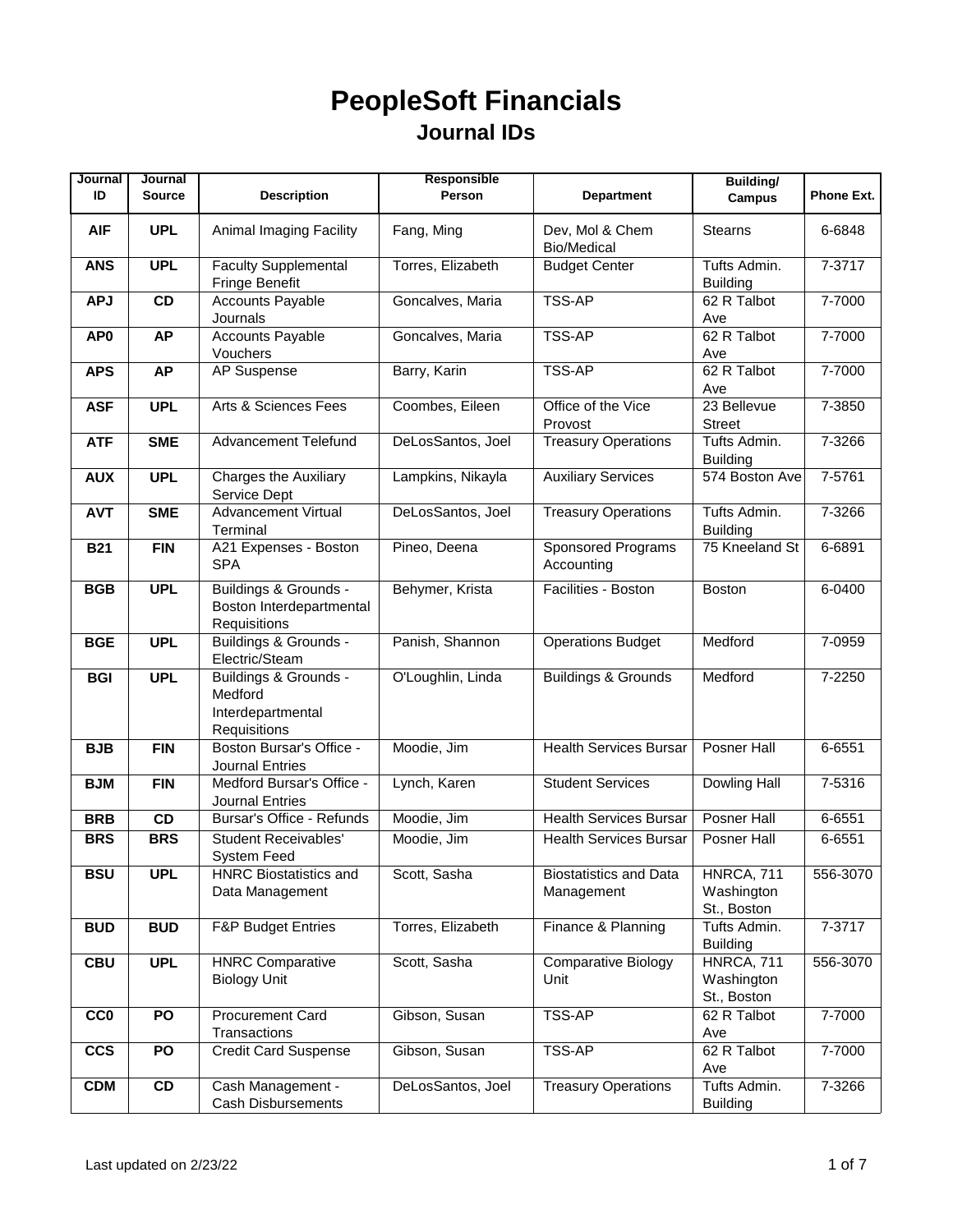# PeopleSoft Financials

## Journal IDs

| Journal ID | Journal Source | Description | Responsible Person | Department | Building/ Campus | Phone Ext. |
|---|---|---|---|---|---|---|
| **AIF** | **UPL** | Animal Imaging Facility | Fang, Ming | Dev, Mol & Chem Bio/Medical | Stearns | 6-6848 |
| **ANS** | **UPL** | Faculty Supplemental Fringe Benefit | Torres, Elizabeth | Budget Center | Tufts Admin. Building | 7-3717 |
| **APJ** | **CD** | Accounts Payable Journals | Goncalves, Maria | TSS-AP | 62 R Talbot Ave | 7-7000 |
| **AP0** | **AP** | Accounts Payable Vouchers | Goncalves, Maria | TSS-AP | 62 R Talbot Ave | 7-7000 |
| **APS** | **AP** | AP Suspense | Barry, Karin | TSS-AP | 62 R Talbot Ave | 7-7000 |
| **ASF** | **UPL** | Arts & Sciences Fees | Coombes, Eileen | Office of the Vice Provost | 23 Bellevue Street | 7-3850 |
| **ATF** | **SME** | Advancement Telefund | DeLosSantos, Joel | Treasury Operations | Tufts Admin. Building | 7-3266 |
| **AUX** | **UPL** | Charges the Auxiliary Service Dept | Lampkins, Nikayla | Auxiliary Services | 574 Boston Ave | 7-5761 |
| **AVT** | **SME** | Advancement Virtual Terminal | DeLosSantos, Joel | Treasury Operations | Tufts Admin. Building | 7-3266 |
| **B21** | **FIN** | A21 Expenses - Boston SPA | Pineo, Deena | Sponsored Programs Accounting | 75 Kneeland St | 6-6891 |
| **BGB** | **UPL** | Buildings & Grounds - Boston Interdepartmental Requisitions | Behymer, Krista | Facilities - Boston | Boston | 6-0400 |
| **BGE** | **UPL** | Buildings & Grounds - Electric/Steam | Panish, Shannon | Operations Budget | Medford | 7-0959 |
| **BGI** | **UPL** | Buildings & Grounds - Medford Interdepartmental Requisitions | O'Loughlin, Linda | Buildings & Grounds | Medford | 7-2250 |
| **BJB** | **FIN** | Boston Bursar's Office - Journal Entries | Moodie, Jim | Health Services Bursar | Posner Hall | 6-6551 |
| **BJM** | **FIN** | Medford Bursar's Office - Journal Entries | Lynch, Karen | Student Services | Dowling Hall | 7-5316 |
| **BRB** | **CD** | Bursar's Office - Refunds | Moodie, Jim | Health Services Bursar | Posner Hall | 6-6551 |
| **BRS** | **BRS** | Student Receivables' System Feed | Moodie, Jim | Health Services Bursar | Posner Hall | 6-6551 |
| **BSU** | **UPL** | HNRC Biostatistics and Data Management | Scott, Sasha | Biostatistics and Data Management | HNRCA, 711 Washington St., Boston | 556-3070 |
| **BUD** | **BUD** | F&P Budget Entries | Torres, Elizabeth | Finance & Planning | Tufts Admin. Building | 7-3717 |
| **CBU** | **UPL** | HNRC Comparative Biology Unit | Scott, Sasha | Comparative Biology Unit | HNRCA, 711 Washington St., Boston | 556-3070 |
| **CC0** | **PO** | Procurement Card Transactions | Gibson, Susan | TSS-AP | 62 R Talbot Ave | 7-7000 |
| **CCS** | **PO** | Credit Card Suspense | Gibson, Susan | TSS-AP | 62 R Talbot Ave | 7-7000 |
| **CDM** | **CD** | Cash Management - Cash Disbursements | DeLosSantos, Joel | Treasury Operations | Tufts Admin. Building | 7-3266 |

Last updated on 2/23/22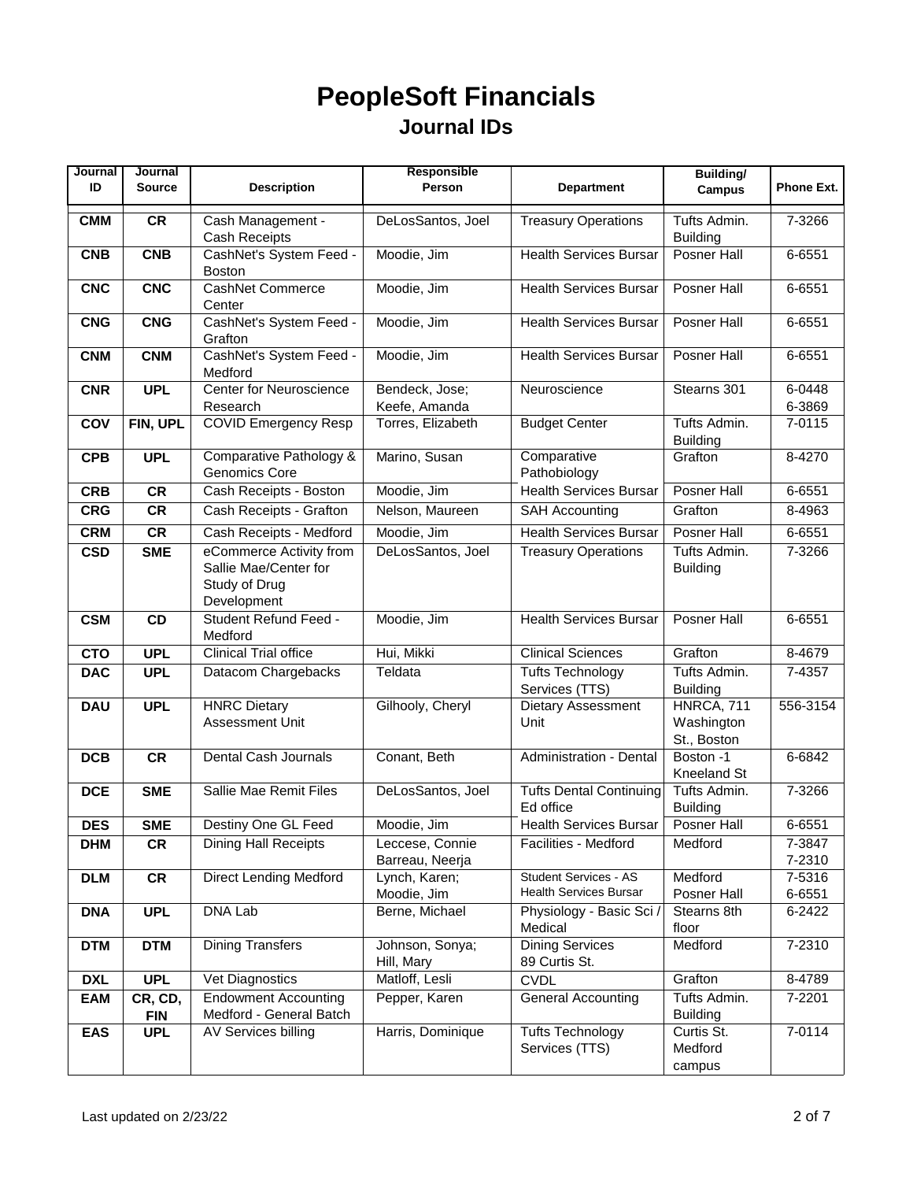# PeopleSoft Financials

## Journal IDs

| Journal ID | Journal Source | Description | Responsible Person | Department | Building/ Campus | Phone Ext. |
|---|---|---|---|---|---|---|
| **CMM** | **CR** | Cash Management - Cash Receipts | DeLosSantos, Joel | Treasury Operations | Tufts Admin. Building | 7-3266 |
| **CNB** | **CNB** | CashNet's System Feed - Boston | Moodie, Jim | Health Services Bursar | Posner Hall | 6-6551 |
| **CNC** | **CNC** | CashNet Commerce Center | Moodie, Jim | Health Services Bursar | Posner Hall | 6-6551 |
| **CNG** | **CNG** | CashNet's System Feed - Grafton | Moodie, Jim | Health Services Bursar | Posner Hall | 6-6551 |
| **CNM** | **CNM** | CashNet's System Feed - Medford | Moodie, Jim | Health Services Bursar | Posner Hall | 6-6551 |
| **CNR** | **UPL** | Center for Neuroscience Research | Bendeck, Jose; Keefe, Amanda | Neuroscience | Stearns 301 | 6-0448 6-3869 |
| **COV** | **FIN, UPL** | COVID Emergency Resp | Torres, Elizabeth | Budget Center | Tufts Admin. Building | 7-0115 |
| **CPB** | **UPL** | Comparative Pathology & Genomics Core | Marino, Susan | Comparative Pathobiology | Grafton | 8-4270 |
| **CRB** | **CR** | Cash Receipts - Boston | Moodie, Jim | Health Services Bursar | Posner Hall | 6-6551 |
| **CRG** | **CR** | Cash Receipts - Grafton | Nelson, Maureen | SAH Accounting | Grafton | 8-4963 |
| **CRM** | **CR** | Cash Receipts - Medford | Moodie, Jim | Health Services Bursar | Posner Hall | 6-6551 |
| **CSD** | **SME** | eCommerce Activity from Sallie Mae/Center for Study of Drug Development | DeLosSantos, Joel | Treasury Operations | Tufts Admin. Building | 7-3266 |
| **CSM** | **CD** | Student Refund Feed - Medford | Moodie, Jim | Health Services Bursar | Posner Hall | 6-6551 |
| **CTO** | **UPL** | Clinical Trial office | Hui, Mikki | Clinical Sciences | Grafton | 8-4679 |
| **DAC** | **UPL** | Datacom Chargebacks | Teldata | Tufts Technology Services (TTS) | Tufts Admin. Building | 7-4357 |
| **DAU** | **UPL** | HNRC Dietary Assessment Unit | Gilhooly, Cheryl | Dietary Assessment Unit | HNRCA, 711 Washington St., Boston | 556-3154 |
| **DCB** | **CR** | Dental Cash Journals | Conant, Beth | Administration - Dental | Boston -1 Kneeland St | 6-6842 |
| **DCE** | **SME** | Sallie Mae Remit Files | DeLosSantos, Joel | Tufts Dental Continuing Ed office | Tufts Admin. Building | 7-3266 |
| **DES** | **SME** | Destiny One GL Feed | Moodie, Jim | Health Services Bursar | Posner Hall | 6-6551 |
| **DHM** | **CR** | Dining Hall Receipts | Leccese, Connie Barreau, Neerja | Facilities - Medford | Medford | 7-3847 7-2310 |
| **DLM** | **CR** | Direct Lending Medford | Lynch, Karen; Moodie, Jim | Student Services - AS Health Services Bursar | Medford Posner Hall | 7-5316 6-6551 |
| **DNA** | **UPL** | DNA Lab | Berne, Michael | Physiology - Basic Sci / Medical | Stearns 8th floor | 6-2422 |
| **DTM** | **DTM** | Dining Transfers | Johnson, Sonya; Hill, Mary | Dining Services 89 Curtis St. | Medford | 7-2310 |
| **DXL** | **UPL** | Vet Diagnostics | Matloff, Lesli | CVDL | Grafton | 8-4789 |
| **EAM** | **CR, CD, FIN** | Endowment Accounting Medford - General Batch | Pepper, Karen | General Accounting | Tufts Admin. Building | 7-2201 |
| **EAS** | **UPL** | AV Services billing | Harris, Dominique | Tufts Technology Services (TTS) | Curtis St. Medford campus | 7-0114 |

Last updated on 2/23/22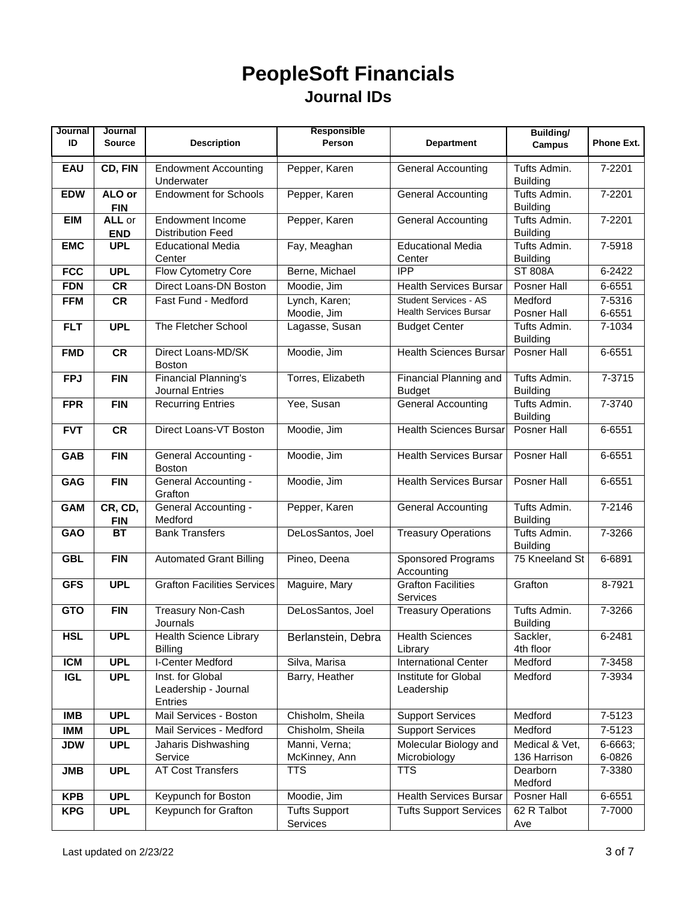# PeopleSoft Financials

## Journal IDs

| Journal ID | Journal Source | Description | Responsible Person | Department | Building/ Campus | Phone Ext. |
|---|---|---|---|---|---|---|
| **EAU** | **CD, FIN** | Endowment Accounting Underwater | Pepper, Karen | General Accounting | Tufts Admin. Building | 7-2201 |
| **EDW** | **ALO or FIN** | Endowment for Schools | Pepper, Karen | General Accounting | Tufts Admin. Building | 7-2201 |
| **EIM** | **ALL** or **END** | Endowment Income Distribution Feed | Pepper, Karen | General Accounting | Tufts Admin. Building | 7-2201 |
| **EMC** | **UPL** | Educational Media Center | Fay, Meaghan | Educational Media Center | Tufts Admin. Building | 7-5918 |
| **FCC** | **UPL** | Flow Cytometry Core | Berne, Michael | IPP | ST 808A | 6-2422 |
| **FDN** | **CR** | Direct Loans-DN Boston | Moodie, Jim | Health Services Bursar | Posner Hall | 6-6551 |
| **FFM** | **CR** | Fast Fund - Medford | Lynch, Karen; Moodie, Jim | Student Services - AS Health Services Bursar | Medford Posner Hall | 7-5316 6-6551 |
| **FLT** | **UPL** | The Fletcher School | Lagasse, Susan | Budget Center | Tufts Admin. Building | 7-1034 |
| **FMD** | **CR** | Direct Loans-MD/SK Boston | Moodie, Jim | Health Sciences Bursar | Posner Hall | 6-6551 |
| **FPJ** | **FIN** | Financial Planning's Journal Entries | Torres, Elizabeth | Financial Planning and Budget | Tufts Admin. Building | 7-3715 |
| **FPR** | **FIN** | Recurring Entries | Yee, Susan | General Accounting | Tufts Admin. Building | 7-3740 |
| **FVT** | **CR** | Direct Loans-VT Boston | Moodie, Jim | Health Sciences Bursar | Posner Hall | 6-6551 |
| **GAB** | **FIN** | General Accounting - Boston | Moodie, Jim | Health Services Bursar | Posner Hall | 6-6551 |
| **GAG** | **FIN** | General Accounting - Grafton | Moodie, Jim | Health Services Bursar | Posner Hall | 6-6551 |
| **GAM** | **CR, CD, FIN** | General Accounting - Medford | Pepper, Karen | General Accounting | Tufts Admin. Building | 7-2146 |
| **GAO** | **BT** | Bank Transfers | DeLosSantos, Joel | Treasury Operations | Tufts Admin. Building | 7-3266 |
| **GBL** | **FIN** | Automated Grant Billing | Pineo, Deena | Sponsored Programs Accounting | 75 Kneeland St | 6-6891 |
| **GFS** | **UPL** | Grafton Facilities Services | Maguire, Mary | Grafton Facilities Services | Grafton | 8-7921 |
| **GTO** | **FIN** | Treasury Non-Cash Journals | DeLosSantos, Joel | Treasury Operations | Tufts Admin. Building | 7-3266 |
| **HSL** | **UPL** | Health Science Library Billing | Berlanstein, Debra | Health Sciences Library | Sackler, 4th floor | 6-2481 |
| **ICM** | **UPL** | I-Center Medford | Silva, Marisa | International Center | Medford | 7-3458 |
| **IGL** | **UPL** | Inst. for Global Leadership - Journal Entries | Barry, Heather | Institute for Global Leadership | Medford | 7-3934 |
| **IMB** | **UPL** | Mail Services - Boston | Chisholm, Sheila | Support Services | Medford | 7-5123 |
| **IMM** | **UPL** | Mail Services - Medford | Chisholm, Sheila | Support Services | Medford | 7-5123 |
| **JDW** | **UPL** | Jaharis Dishwashing Service | Manni, Verna; McKinney, Ann | Molecular Biology and Microbiology | Medical & Vet, 136 Harrison | 6-6663; 6-0826 |
| **JMB** | **UPL** | AT Cost Transfers | TTS | TTS | Dearborn Medford | 7-3380 |
| **KPB** | **UPL** | Keypunch for Boston | Moodie, Jim | Health Services Bursar | Posner Hall | 6-6551 |
| **KPG** | **UPL** | Keypunch for Grafton | Tufts Support Services | Tufts Support Services | 62 R Talbot Ave | 7-7000 |

Last updated on 2/23/22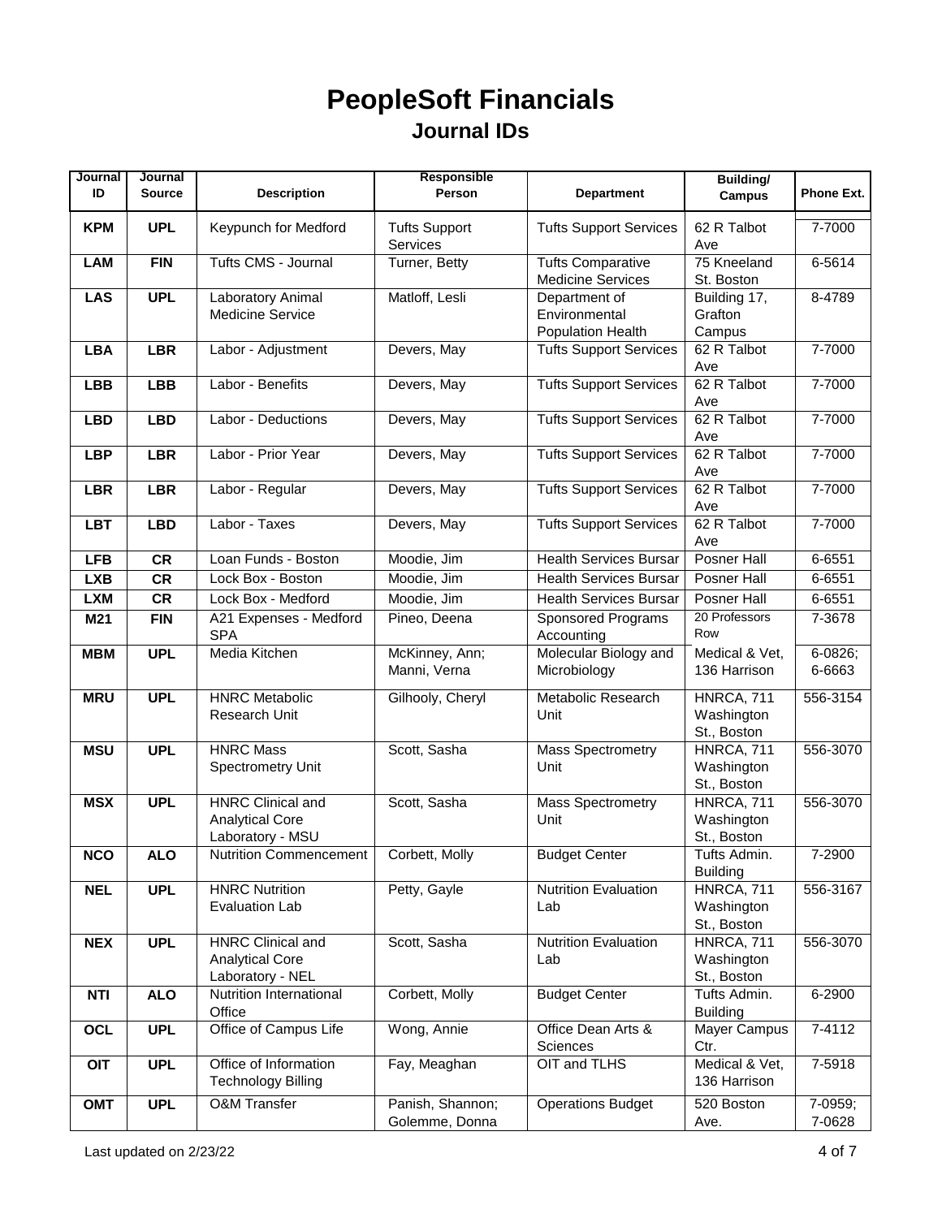# PeopleSoft Financials

## Journal IDs

| Journal ID | Journal Source | Description | Responsible Person | Department | Building/ Campus | Phone Ext. |
|---|---|---|---|---|---|---|
| **KPM** | **UPL** | Keypunch for Medford | Tufts Support Services | Tufts Support Services | 62 R Talbot Ave | 7-7000 |
| **LAM** | **FIN** | Tufts CMS - Journal | Turner, Betty | Tufts Comparative Medicine Services | 75 Kneeland St. Boston | 6-5614 |
| **LAS** | **UPL** | Laboratory Animal Medicine Service | Matloff, Lesli | Department of Environmental Population Health | Building 17, Grafton Campus | 8-4789 |
| **LBA** | **LBR** | Labor - Adjustment | Devers, May | Tufts Support Services | 62 R Talbot Ave | 7-7000 |
| **LBB** | **LBB** | Labor - Benefits | Devers, May | Tufts Support Services | 62 R Talbot Ave | 7-7000 |
| **LBD** | **LBD** | Labor - Deductions | Devers, May | Tufts Support Services | 62 R Talbot Ave | 7-7000 |
| **LBP** | **LBR** | Labor - Prior Year | Devers, May | Tufts Support Services | 62 R Talbot Ave | 7-7000 |
| **LBR** | **LBR** | Labor - Regular | Devers, May | Tufts Support Services | 62 R Talbot Ave | 7-7000 |
| **LBT** | **LBD** | Labor - Taxes | Devers, May | Tufts Support Services | 62 R Talbot Ave | 7-7000 |
| **LFB** | **CR** | Loan Funds - Boston | Moodie, Jim | Health Services Bursar | Posner Hall | 6-6551 |
| **LXB** | **CR** | Lock Box - Boston | Moodie, Jim | Health Services Bursar | Posner Hall | 6-6551 |
| **LXM** | **CR** | Lock Box - Medford | Moodie, Jim | Health Services Bursar | Posner Hall | 6-6551 |
| **M21** | **FIN** | A21 Expenses - Medford SPA | Pineo, Deena | Sponsored Programs Accounting | 20 Professors Row | 7-3678 |
| **MBM** | **UPL** | Media Kitchen | McKinney, Ann; Manni, Verna | Molecular Biology and Microbiology | Medical & Vet, 136 Harrison | 6-0826; 6-6663 |
| **MRU** | **UPL** | HNRC Metabolic Research Unit | Gilhooly, Cheryl | Metabolic Research Unit | HNRCA, 711 Washington St., Boston | 556-3154 |
| **MSU** | **UPL** | HNRC Mass Spectrometry Unit | Scott, Sasha | Mass Spectrometry Unit | HNRCA, 711 Washington St., Boston | 556-3070 |
| **MSX** | **UPL** | HNRC Clinical and Analytical Core Laboratory - MSU | Scott, Sasha | Mass Spectrometry Unit | HNRCA, 711 Washington St., Boston | 556-3070 |
| **NCO** | **ALO** | Nutrition Commencement | Corbett, Molly | Budget Center | Tufts Admin. Building | 7-2900 |
| **NEL** | **UPL** | HNRC Nutrition Evaluation Lab | Petty, Gayle | Nutrition Evaluation Lab | HNRCA, 711 Washington St., Boston | 556-3167 |
| **NEX** | **UPL** | HNRC Clinical and Analytical Core Laboratory - NEL | Scott, Sasha | Nutrition Evaluation Lab | HNRCA, 711 Washington St., Boston | 556-3070 |
| **NTI** | **ALO** | Nutrition International Office | Corbett, Molly | Budget Center | Tufts Admin. Building | 6-2900 |
| **OCL** | **UPL** | Office of Campus Life | Wong, Annie | Office Dean Arts & Sciences | Mayer Campus Ctr. | 7-4112 |
| **OIT** | **UPL** | Office of Information Technology Billing | Fay, Meaghan | OIT and TLHS | Medical & Vet, 136 Harrison | 7-5918 |
| **OMT** | **UPL** | O&M Transfer | Panish, Shannon; Golemme, Donna | Operations Budget | 520 Boston Ave. | 7-0959; 7-0628 |

Last updated on 2/23/22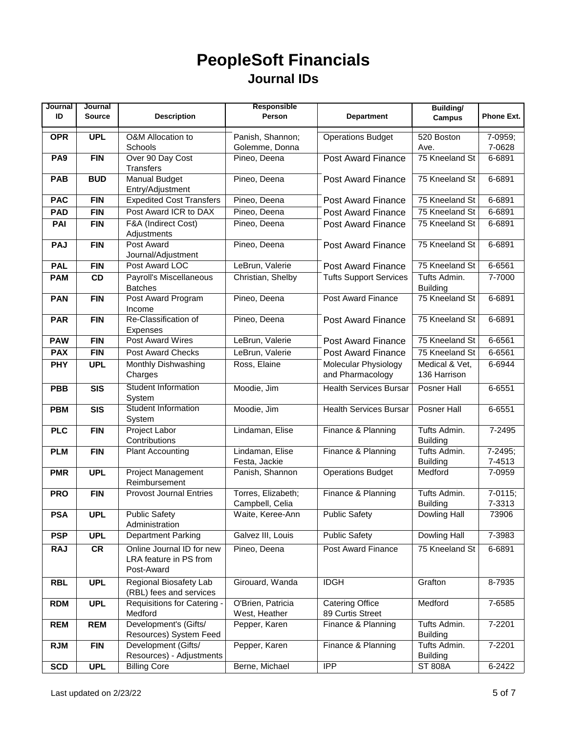# PeopleSoft Financials

## Journal IDs

| Journal ID | Journal Source | Description | Responsible Person | Department | Building/ Campus | Phone Ext. |
|---|---|---|---|---|---|---|
| **OPR** | **UPL** | O&M Allocation to Schools | Panish, Shannon; Golemme, Donna | Operations Budget | 520 Boston Ave. | 7-0959; 7-0628 |
| **PA9** | **FIN** | Over 90 Day Cost Transfers | Pineo, Deena | Post Award Finance | 75 Kneeland St | 6-6891 |
| **PAB** | **BUD** | Manual Budget Entry/Adjustment | Pineo, Deena | Post Award Finance | 75 Kneeland St | 6-6891 |
| **PAC** | **FIN** | Expedited Cost Transfers | Pineo, Deena | Post Award Finance | 75 Kneeland St | 6-6891 |
| **PAD** | **FIN** | Post Award ICR to DAX | Pineo, Deena | Post Award Finance | 75 Kneeland St | 6-6891 |
| **PAI** | **FIN** | F&A (Indirect Cost) Adjustments | Pineo, Deena | Post Award Finance | 75 Kneeland St | 6-6891 |
| **PAJ** | **FIN** | Post Award Journal/Adjustment | Pineo, Deena | Post Award Finance | 75 Kneeland St | 6-6891 |
| **PAL** | **FIN** | Post Award LOC | LeBrun, Valerie | Post Award Finance | 75 Kneeland St | 6-6561 |
| **PAM** | **CD** | Payroll's Miscellaneous Batches | Christian, Shelby | Tufts Support Services | Tufts Admin. Building | 7-7000 |
| **PAN** | **FIN** | Post Award Program Income | Pineo, Deena | Post Award Finance | 75 Kneeland St | 6-6891 |
| **PAR** | **FIN** | Re-Classification of Expenses | Pineo, Deena | Post Award Finance | 75 Kneeland St | 6-6891 |
| **PAW** | **FIN** | Post Award Wires | LeBrun, Valerie | Post Award Finance | 75 Kneeland St | 6-6561 |
| **PAX** | **FIN** | Post Award Checks | LeBrun, Valerie | Post Award Finance | 75 Kneeland St | 6-6561 |
| **PHY** | **UPL** | Monthly Dishwashing Charges | Ross, Elaine | Molecular Physiology and Pharmacology | Medical & Vet, 136 Harrison | 6-6944 |
| **PBB** | **SIS** | Student Information System | Moodie, Jim | Health Services Bursar | Posner Hall | 6-6551 |
| **PBM** | **SIS** | Student Information System | Moodie, Jim | Health Services Bursar | Posner Hall | 6-6551 |
| **PLC** | **FIN** | Project Labor Contributions | Lindaman, Elise | Finance & Planning | Tufts Admin. Building | 7-2495 |
| **PLM** | **FIN** | Plant Accounting | Lindaman, Elise Festa, Jackie | Finance & Planning | Tufts Admin. Building | 7-2495; 7-4513 |
| **PMR** | **UPL** | Project Management Reimbursement | Panish, Shannon | Operations Budget | Medford | 7-0959 |
| **PRO** | **FIN** | Provost Journal Entries | Torres, Elizabeth; Campbell, Celia | Finance & Planning | Tufts Admin. Building | 7-0115; 7-3313 |
| **PSA** | **UPL** | Public Safety Administration | Waite, Keree-Ann | Public Safety | Dowling Hall | 73906 |
| **PSP** | **UPL** | Department Parking | Galvez III, Louis | Public Safety | Dowling Hall | 7-3983 |
| **RAJ** | **CR** | Online Journal ID for new LRA feature in PS from Post-Award | Pineo, Deena | Post Award Finance | 75 Kneeland St | 6-6891 |
| **RBL** | **UPL** | Regional Biosafety Lab (RBL) fees and services | Girouard, Wanda | IDGH | Grafton | 8-7935 |
| **RDM** | **UPL** | Requisitions for Catering - Medford | O'Brien, Patricia West, Heather | Catering Office 89 Curtis Street | Medford | 7-6585 |
| **REM** | **REM** | Development's (Gifts/ Resources) System Feed | Pepper, Karen | Finance & Planning | Tufts Admin. Building | 7-2201 |
| **RJM** | **FIN** | Development (Gifts/ Resources) - Adjustments | Pepper, Karen | Finance & Planning | Tufts Admin. Building | 7-2201 |
| **SCD** | **UPL** | Billing Core | Berne, Michael | IPP | ST 808A | 6-2422 |

Last updated on 2/23/22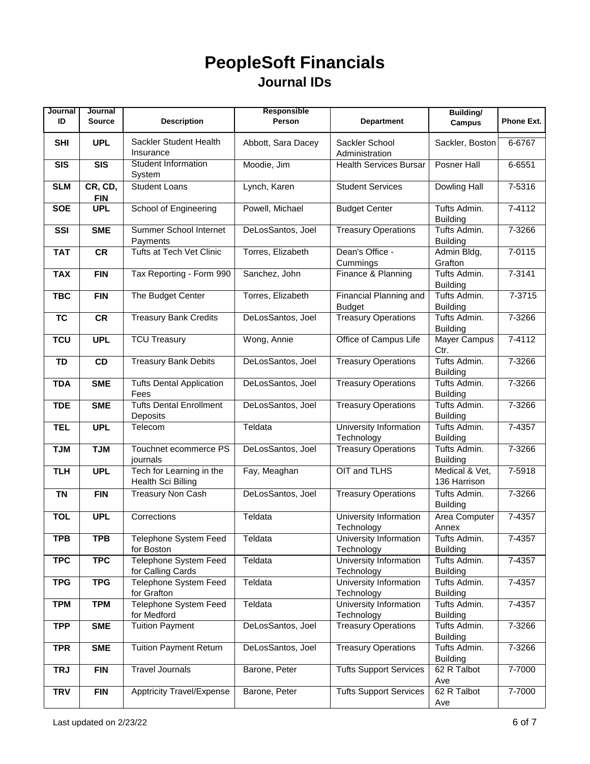# PeopleSoft Financials

## Journal IDs

| Journal ID | Journal Source | Description | Responsible Person | Department | Building/ Campus | Phone Ext. |
|---|---|---|---|---|---|---|
| **SHI** | **UPL** | Sackler Student Health Insurance | Abbott, Sara Dacey | Sackler School Administration | Sackler, Boston | 6-6767 |
| **SIS** | **SIS** | Student Information System | Moodie, Jim | Health Services Bursar | Posner Hall | 6-6551 |
| **SLM** | **CR, CD, FIN** | Student Loans | Lynch, Karen | Student Services | Dowling Hall | 7-5316 |
| **SOE** | **UPL** | School of Engineering | Powell, Michael | Budget Center | Tufts Admin. Building | 7-4112 |
| **SSI** | **SME** | Summer School Internet Payments | DeLosSantos, Joel | Treasury Operations | Tufts Admin. Building | 7-3266 |
| **TAT** | **CR** | Tufts at Tech Vet Clinic | Torres, Elizabeth | Dean's Office - Cummings | Admin Bldg, Grafton | 7-0115 |
| **TAX** | **FIN** | Tax Reporting - Form 990 | Sanchez, John | Finance & Planning | Tufts Admin. Building | 7-3141 |
| **TBC** | **FIN** | The Budget Center | Torres, Elizabeth | Financial Planning and Budget | Tufts Admin. Building | 7-3715 |
| **TC** | **CR** | Treasury Bank Credits | DeLosSantos, Joel | Treasury Operations | Tufts Admin. Building | 7-3266 |
| **TCU** | **UPL** | TCU Treasury | Wong, Annie | Office of Campus Life | Mayer Campus Ctr. | 7-4112 |
| **TD** | **CD** | Treasury Bank Debits | DeLosSantos, Joel | Treasury Operations | Tufts Admin. Building | 7-3266 |
| **TDA** | **SME** | Tufts Dental Application Fees | DeLosSantos, Joel | Treasury Operations | Tufts Admin. Building | 7-3266 |
| **TDE** | **SME** | Tufts Dental Enrollment Deposits | DeLosSantos, Joel | Treasury Operations | Tufts Admin. Building | 7-3266 |
| **TEL** | **UPL** | Telecom | Teldata | University Information Technology | Tufts Admin. Building | 7-4357 |
| **TJM** | **TJM** | Touchnet ecommerce PS journals | DeLosSantos, Joel | Treasury Operations | Tufts Admin. Building | 7-3266 |
| **TLH** | **UPL** | Tech for Learning in the Health Sci Billing | Fay, Meaghan | OIT and TLHS | Medical & Vet, 136 Harrison | 7-5918 |
| **TN** | **FIN** | Treasury Non Cash | DeLosSantos, Joel | Treasury Operations | Tufts Admin. Building | 7-3266 |
| **TOL** | **UPL** | Corrections | Teldata | University Information Technology | Area Computer Annex | 7-4357 |
| **TPB** | **TPB** | Telephone System Feed for Boston | Teldata | University Information Technology | Tufts Admin. Building | 7-4357 |
| **TPC** | **TPC** | Telephone System Feed for Calling Cards | Teldata | University Information Technology | Tufts Admin. Building | 7-4357 |
| **TPG** | **TPG** | Telephone System Feed for Grafton | Teldata | University Information Technology | Tufts Admin. Building | 7-4357 |
| **TPM** | **TPM** | Telephone System Feed for Medford | Teldata | University Information Technology | Tufts Admin. Building | 7-4357 |
| **TPP** | **SME** | Tuition Payment | DeLosSantos, Joel | Treasury Operations | Tufts Admin. Building | 7-3266 |
| **TPR** | **SME** | Tuition Payment Return | DeLosSantos, Joel | Treasury Operations | Tufts Admin. Building | 7-3266 |
| **TRJ** | **FIN** | Travel Journals | Barone, Peter | Tufts Support Services | 62 R Talbot Ave | 7-7000 |
| **TRV** | **FIN** | Apptricity Travel/Expense | Barone, Peter | Tufts Support Services | 62 R Talbot Ave | 7-7000 |

Last updated on 2/23/22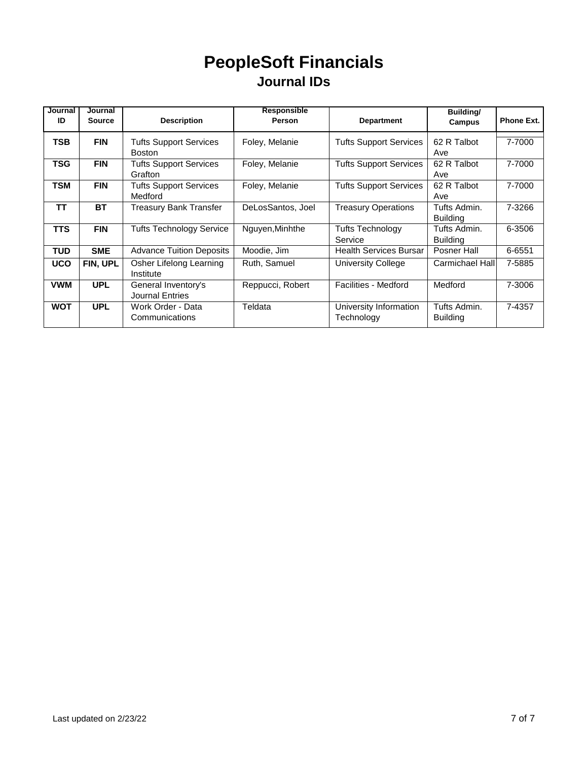# PeopleSoft Financials

## Journal IDs

| Journal ID | Journal Source | Description | Responsible Person | Department | Building/ Campus | Phone Ext. |
|---|---|---|---|---|---|---|
| **TSB** | **FIN** | Tufts Support Services Boston | Foley, Melanie | Tufts Support Services | 62 R Talbot Ave | 7-7000 |
| **TSG** | **FIN** | Tufts Support Services Grafton | Foley, Melanie | Tufts Support Services | 62 R Talbot Ave | 7-7000 |
| **TSM** | **FIN** | Tufts Support Services Medford | Foley, Melanie | Tufts Support Services | 62 R Talbot Ave | 7-7000 |
| **TT** | **BT** | Treasury Bank Transfer | DeLosSantos, Joel | Treasury Operations | Tufts Admin. Building | 7-3266 |
| **TTS** | **FIN** | Tufts Technology Service | Nguyen,Minhthe | Tufts Technology Service | Tufts Admin. Building | 6-3506 |
| **TUD** | **SME** | Advance Tuition Deposits | Moodie, Jim | Health Services Bursar | Posner Hall | 6-6551 |
| **UCO** | **FIN, UPL** | Osher Lifelong Learning Institute | Ruth, Samuel | University College | Carmichael Hall | 7-5885 |
| **VWM** | **UPL** | General Inventory's Journal Entries | Reppucci, Robert | Facilities - Medford | Medford | 7-3006 |
| **WOT** | **UPL** | Work Order - Data Communications | Teldata | University Information Technology | Tufts Admin. Building | 7-4357 |

Last updated on 2/23/22